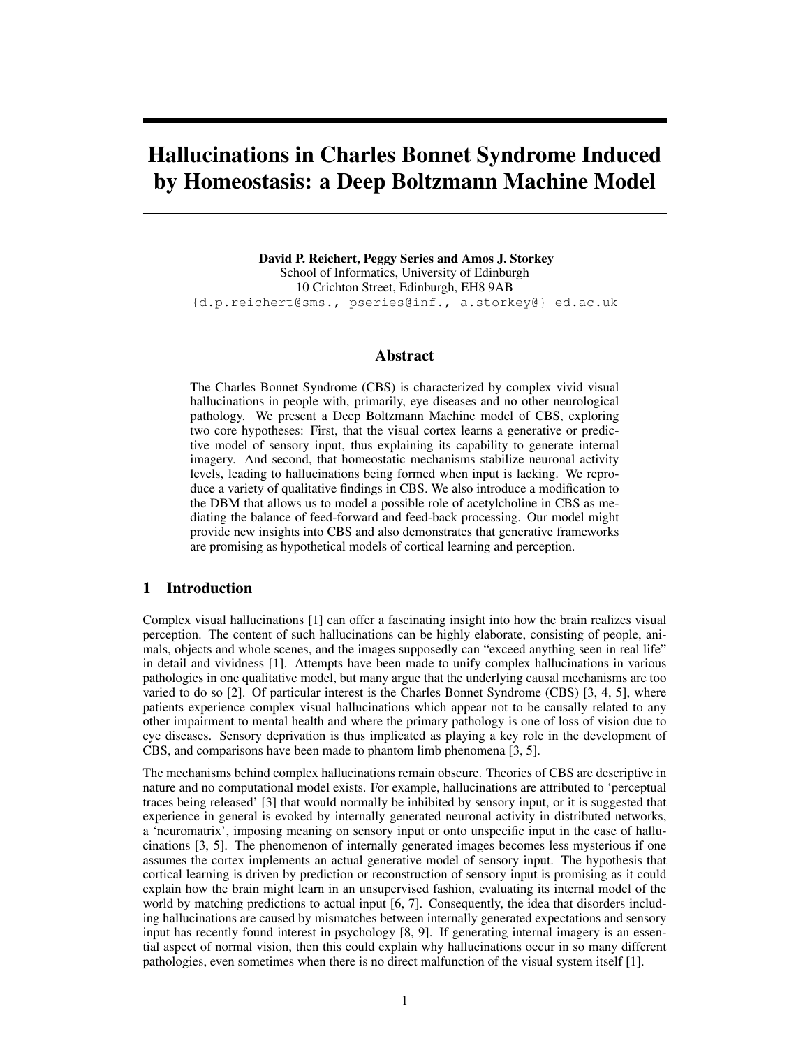# Hallucinations in Charles Bonnet Syndrome Induced by Homeostasis: a Deep Boltzmann Machine Model

**David P. Reichert, Peggy Series and Amos J. Storkey**
School of Informatics, University of Edinburgh
10 Crichton Street, Edinburgh, EH8 9AB
{d.p.reichert@sms., pseries@inf., a.storkey@} ed.ac.uk

## Abstract

The Charles Bonnet Syndrome (CBS) is characterized by complex vivid visual hallucinations in people with, primarily, eye diseases and no other neurological pathology. We present a Deep Boltzmann Machine model of CBS, exploring two core hypotheses: First, that the visual cortex learns a generative or predictive model of sensory input, thus explaining its capability to generate internal imagery. And second, that homeostatic mechanisms stabilize neuronal activity levels, leading to hallucinations being formed when input is lacking. We reproduce a variety of qualitative findings in CBS. We also introduce a modification to the DBM that allows us to model a possible role of acetylcholine in CBS as mediating the balance of feed-forward and feed-back processing. Our model might provide new insights into CBS and also demonstrates that generative frameworks are promising as hypothetical models of cortical learning and perception.

## 1 Introduction

Complex visual hallucinations [1] can offer a fascinating insight into how the brain realizes visual perception. The content of such hallucinations can be highly elaborate, consisting of people, animals, objects and whole scenes, and the images supposedly can "exceed anything seen in real life" in detail and vividness [1]. Attempts have been made to unify complex hallucinations in various pathologies in one qualitative model, but many argue that the underlying causal mechanisms are too varied to do so [2]. Of particular interest is the Charles Bonnet Syndrome (CBS) [3, 4, 5], where patients experience complex visual hallucinations which appear not to be causally related to any other impairment to mental health and where the primary pathology is one of loss of vision due to eye diseases. Sensory deprivation is thus implicated as playing a key role in the development of CBS, and comparisons have been made to phantom limb phenomena [3, 5].

The mechanisms behind complex hallucinations remain obscure. Theories of CBS are descriptive in nature and no computational model exists. For example, hallucinations are attributed to 'perceptual traces being released' [3] that would normally be inhibited by sensory input, or it is suggested that experience in general is evoked by internally generated neuronal activity in distributed networks, a 'neuromatrix', imposing meaning on sensory input or onto unspecific input in the case of hallucinations [3, 5]. The phenomenon of internally generated images becomes less mysterious if one assumes the cortex implements an actual generative model of sensory input. The hypothesis that cortical learning is driven by prediction or reconstruction of sensory input is promising as it could explain how the brain might learn in an unsupervised fashion, evaluating its internal model of the world by matching predictions to actual input [6, 7]. Consequently, the idea that disorders including hallucinations are caused by mismatches between internally generated expectations and sensory input has recently found interest in psychology [8, 9]. If generating internal imagery is an essential aspect of normal vision, then this could explain why hallucinations occur in so many different pathologies, even sometimes when there is no direct malfunction of the visual system itself [1].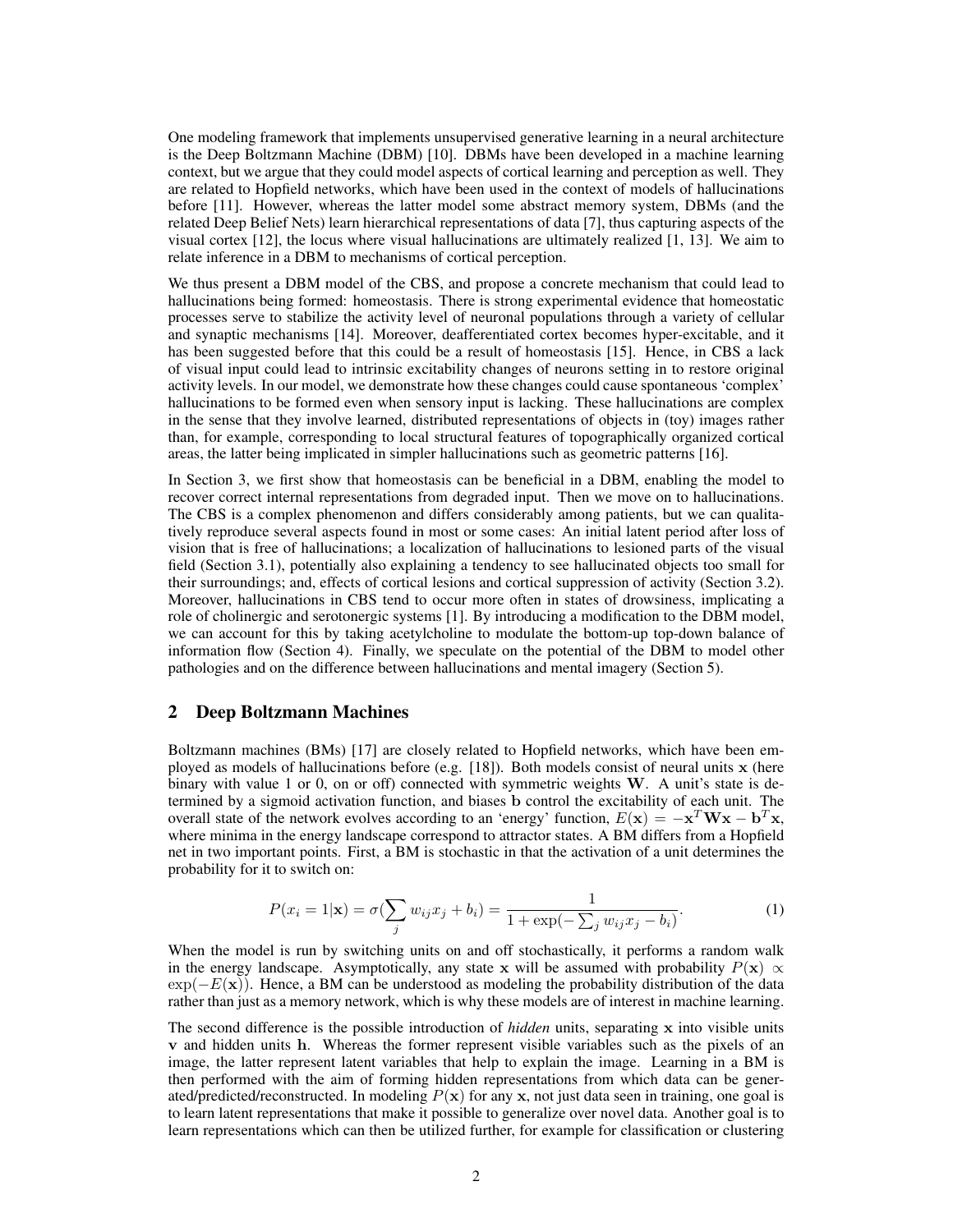One modeling framework that implements unsupervised generative learning in a neural architecture is the Deep Boltzmann Machine (DBM) [10]. DBMs have been developed in a machine learning context, but we argue that they could model aspects of cortical learning and perception as well. They are related to Hopfield networks, which have been used in the context of models of hallucinations before [11]. However, whereas the latter model some abstract memory system, DBMs (and the related Deep Belief Nets) learn hierarchical representations of data [7], thus capturing aspects of the visual cortex [12], the locus where visual hallucinations are ultimately realized [1, 13]. We aim to relate inference in a DBM to mechanisms of cortical perception.

We thus present a DBM model of the CBS, and propose a concrete mechanism that could lead to hallucinations being formed: homeostasis. There is strong experimental evidence that homeostatic processes serve to stabilize the activity level of neuronal populations through a variety of cellular and synaptic mechanisms [14]. Moreover, deafferentiated cortex becomes hyper-excitable, and it has been suggested before that this could be a result of homeostasis [15]. Hence, in CBS a lack of visual input could lead to intrinsic excitability changes of neurons setting in to restore original activity levels. In our model, we demonstrate how these changes could cause spontaneous 'complex' hallucinations to be formed even when sensory input is lacking. These hallucinations are complex in the sense that they involve learned, distributed representations of objects in (toy) images rather than, for example, corresponding to local structural features of topographically organized cortical areas, the latter being implicated in simpler hallucinations such as geometric patterns [16].

In Section 3, we first show that homeostasis can be beneficial in a DBM, enabling the model to recover correct internal representations from degraded input. Then we move on to hallucinations. The CBS is a complex phenomenon and differs considerably among patients, but we can qualitatively reproduce several aspects found in most or some cases: An initial latent period after loss of vision that is free of hallucinations; a localization of hallucinations to lesioned parts of the visual field (Section 3.1), potentially also explaining a tendency to see hallucinated objects too small for their surroundings; and, effects of cortical lesions and cortical suppression of activity (Section 3.2). Moreover, hallucinations in CBS tend to occur more often in states of drowsiness, implicating a role of cholinergic and serotonergic systems [1]. By introducing a modification to the DBM model, we can account for this by taking acetylcholine to modulate the bottom-up top-down balance of information flow (Section 4). Finally, we speculate on the potential of the DBM to model other pathologies and on the difference between hallucinations and mental imagery (Section 5).

## 2 Deep Boltzmann Machines

Boltzmann machines (BMs) [17] are closely related to Hopfield networks, which have been employed as models of hallucinations before (e.g. [18]). Both models consist of neural units $\mathbf{x}$ (here binary with value 1 or 0, on or off) connected with symmetric weights $\mathbf{W}$. A unit's state is determined by a sigmoid activation function, and biases $\mathbf{b}$ control the excitability of each unit. The overall state of the network evolves according to an 'energy' function, $E(\mathbf{x}) = -\mathbf{x}^T\mathbf{W}\mathbf{x} - \mathbf{b}^T\mathbf{x}$, where minima in the energy landscape correspond to attractor states. A BM differs from a Hopfield net in two important points. First, a BM is stochastic in that the activation of a unit determines the probability for it to switch on:

$$P(x_i = 1|\mathbf{x}) = \sigma(\sum_j w_{ij}x_j + b_i) = \frac{1}{1 + \exp(-\sum_j w_{ij}x_j - b_i)}. \tag{1}$$

When the model is run by switching units on and off stochastically, it performs a random walk in the energy landscape. Asymptotically, any state $\mathbf{x}$ will be assumed with probability $P(\mathbf{x}) \propto \exp(-E(\mathbf{x}))$. Hence, a BM can be understood as modeling the probability distribution of the data rather than just as a memory network, which is why these models are of interest in machine learning.

The second difference is the possible introduction of *hidden* units, separating $\mathbf{x}$ into visible units $\mathbf{v}$ and hidden units $\mathbf{h}$. Whereas the former represent visible variables such as the pixels of an image, the latter represent latent variables that help to explain the image. Learning in a BM is then performed with the aim of forming hidden representations from which data can be generated/predicted/reconstructed. In modeling $P(\mathbf{x})$ for any $\mathbf{x}$, not just data seen in training, one goal is to learn latent representations that make it possible to generalize over novel data. Another goal is to learn representations which can then be utilized further, for example for classification or clustering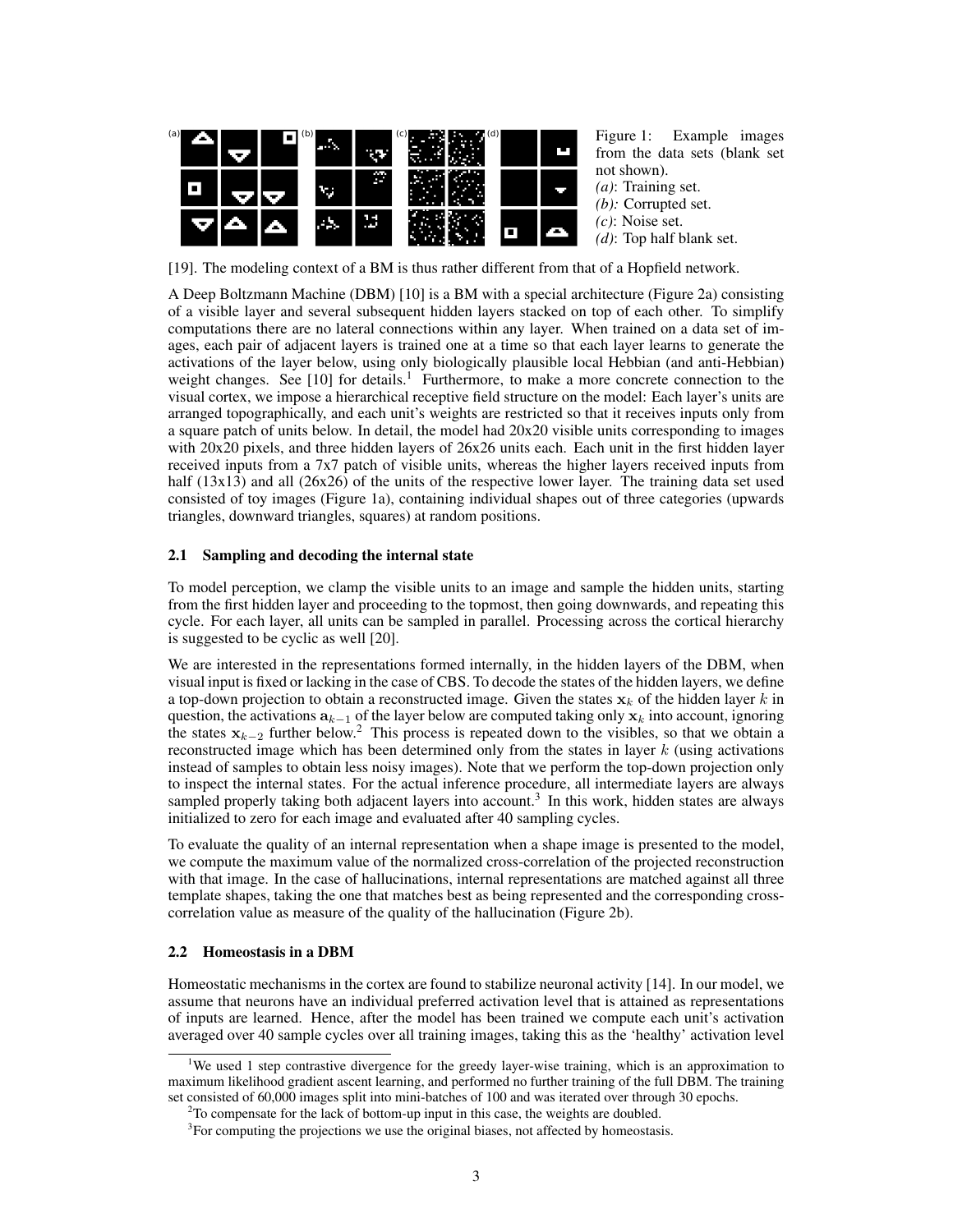Figure 1: Example images from the data sets (blank set not shown).
*(a)*: Training set.
*(b):* Corrupted set.
*(c)*: Noise set.
*(d)*: Top half blank set.

[19]. The modeling context of a BM is thus rather different from that of a Hopfield network.

A Deep Boltzmann Machine (DBM) [10] is a BM with a special architecture (Figure 2a) consisting of a visible layer and several subsequent hidden layers stacked on top of each other. To simplify computations there are no lateral connections within any layer. When trained on a data set of images, each pair of adjacent layers is trained one at a time so that each layer learns to generate the activations of the layer below, using only biologically plausible local Hebbian (and anti-Hebbian) weight changes. See [10] for details.[1] Furthermore, to make a more concrete connection to the visual cortex, we impose a hierarchical receptive field structure on the model: Each layer's units are arranged topographically, and each unit's weights are restricted so that it receives inputs only from a square patch of units below. In detail, the model had 20x20 visible units corresponding to images with 20x20 pixels, and three hidden layers of 26x26 units each. Each unit in the first hidden layer received inputs from a 7x7 patch of visible units, whereas the higher layers received inputs from half (13x13) and all (26x26) of the units of the respective lower layer. The training data set used consisted of toy images (Figure 1a), containing individual shapes out of three categories (upwards triangles, downward triangles, squares) at random positions.

### 2.1 Sampling and decoding the internal state

To model perception, we clamp the visible units to an image and sample the hidden units, starting from the first hidden layer and proceeding to the topmost, then going downwards, and repeating this cycle. For each layer, all units can be sampled in parallel. Processing across the cortical hierarchy is suggested to be cyclic as well [20].

We are interested in the representations formed internally, in the hidden layers of the DBM, when visual input is fixed or lacking in the case of CBS. To decode the states of the hidden layers, we define a top-down projection to obtain a reconstructed image. Given the states $\mathbf{x}_k$ of the hidden layer $k$ in question, the activations $\mathbf{a}_{k-1}$ of the layer below are computed taking only $\mathbf{x}_k$ into account, ignoring the states $\mathbf{x}_{k-2}$ further below.[2] This process is repeated down to the visibles, so that we obtain a reconstructed image which has been determined only from the states in layer $k$ (using activations instead of samples to obtain less noisy images). Note that we perform the top-down projection only to inspect the internal states. For the actual inference procedure, all intermediate layers are always sampled properly taking both adjacent layers into account.[3] In this work, hidden states are always initialized to zero for each image and evaluated after 40 sampling cycles.

To evaluate the quality of an internal representation when a shape image is presented to the model, we compute the maximum value of the normalized cross-correlation of the projected reconstruction with that image. In the case of hallucinations, internal representations are matched against all three template shapes, taking the one that matches best as being represented and the corresponding cross-correlation value as measure of the quality of the hallucination (Figure 2b).

### 2.2 Homeostasis in a DBM

Homeostatic mechanisms in the cortex are found to stabilize neuronal activity [14]. In our model, we assume that neurons have an individual preferred activation level that is attained as representations of inputs are learned. Hence, after the model has been trained we compute each unit's activation averaged over 40 sample cycles over all training images, taking this as the 'healthy' activation level

---

[1] We used 1 step contrastive divergence for the greedy layer-wise training, which is an approximation to maximum likelihood gradient ascent learning, and performed no further training of the full DBM. The training set consisted of 60,000 images split into mini-batches of 100 and was iterated over through 30 epochs.

[2] To compensate for the lack of bottom-up input in this case, the weights are doubled.

[3] For computing the projections we use the original biases, not affected by homeostasis.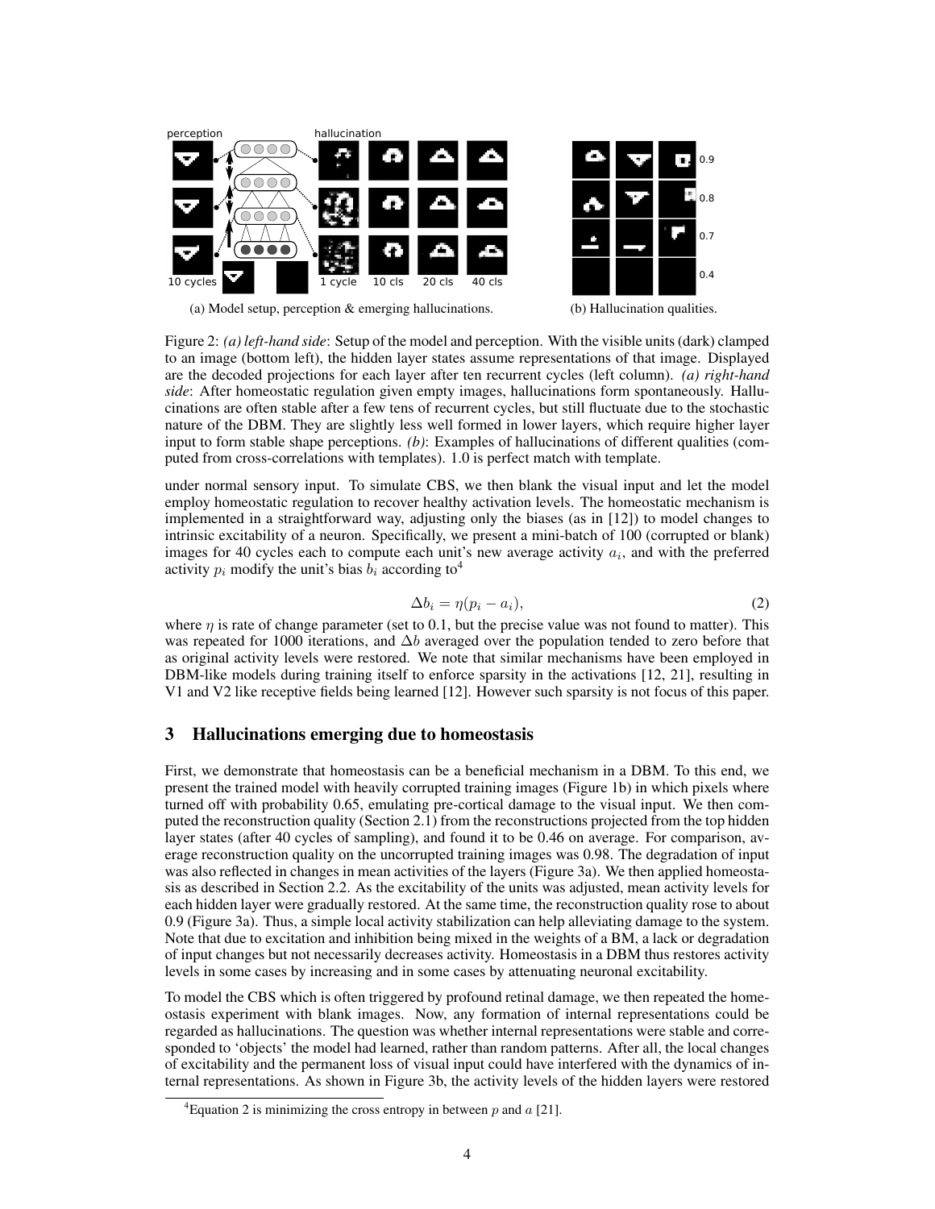Figure 2: *(a) left-hand side*: Setup of the model and perception. With the visible units (dark) clamped to an image (bottom left), the hidden layer states assume representations of that image. Displayed are the decoded projections for each layer after ten recurrent cycles (left column). *(a) right-hand side*: After homeostatic regulation given empty images, hallucinations form spontaneously. Hallucinations are often stable after a few tens of recurrent cycles, but still fluctuate due to the stochastic nature of the DBM. They are slightly less well formed in lower layers, which require higher layer input to form stable shape perceptions. *(b)*: Examples of hallucinations of different qualities (computed from cross-correlations with templates). 1.0 is perfect match with template.

under normal sensory input. To simulate CBS, we then blank the visual input and let the model employ homeostatic regulation to recover healthy activation levels. The homeostatic mechanism is implemented in a straightforward way, adjusting only the biases (as in [12]) to model changes to intrinsic excitability of a neuron. Specifically, we present a mini-batch of 100 (corrupted or blank) images for 40 cycles each to compute each unit's new average activity $a_i$, and with the preferred activity $p_i$ modify the unit's bias $b_i$ according to[4]

$$\Delta b_i = \eta(p_i - a_i), \tag{2}$$

where $\eta$ is rate of change parameter (set to 0.1, but the precise value was not found to matter). This was repeated for 1000 iterations, and $\Delta b$ averaged over the population tended to zero before that as original activity levels were restored. We note that similar mechanisms have been employed in DBM-like models during training itself to enforce sparsity in the activations [12, 21], resulting in V1 and V2 like receptive fields being learned [12]. However such sparsity is not focus of this paper.

## 3 Hallucinations emerging due to homeostasis

First, we demonstrate that homeostasis can be a beneficial mechanism in a DBM. To this end, we present the trained model with heavily corrupted training images (Figure 1b) in which pixels where turned off with probability 0.65, emulating pre-cortical damage to the visual input. We then computed the reconstruction quality (Section 2.1) from the reconstructions projected from the top hidden layer states (after 40 cycles of sampling), and found it to be 0.46 on average. For comparison, average reconstruction quality on the uncorrupted training images was 0.98. The degradation of input was also reflected in changes in mean activities of the layers (Figure 3a). We then applied homeostasis as described in Section 2.2. As the excitability of the units was adjusted, mean activity levels for each hidden layer were gradually restored. At the same time, the reconstruction quality rose to about 0.9 (Figure 3a). Thus, a simple local activity stabilization can help alleviating damage to the system. Note that due to excitation and inhibition being mixed in the weights of a BM, a lack or degradation of input changes but not necessarily decreases activity. Homeostasis in a DBM thus restores activity levels in some cases by increasing and in some cases by attenuating neuronal excitability.

To model the CBS which is often triggered by profound retinal damage, we then repeated the homeostasis experiment with blank images. Now, any formation of internal representations could be regarded as hallucinations. The question was whether internal representations were stable and corresponded to 'objects' the model had learned, rather than random patterns. After all, the local changes of excitability and the permanent loss of visual input could have interfered with the dynamics of internal representations. As shown in Figure 3b, the activity levels of the hidden layers were restored

[4] Equation 2 is minimizing the cross entropy in between $p$ and $a$ [21].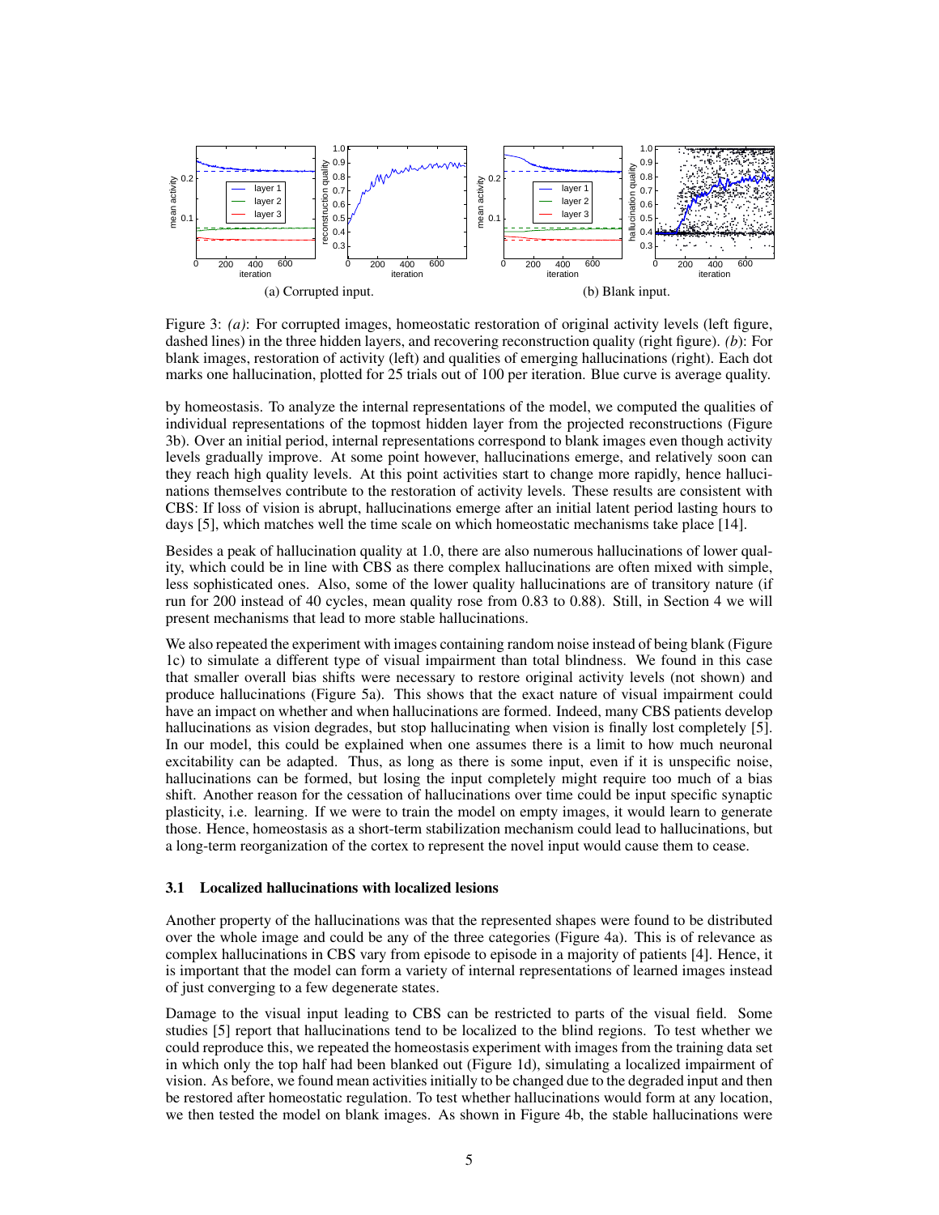(a) Corrupted input.

(b) Blank input.

Figure 3: *(a)*: For corrupted images, homeostatic restoration of original activity levels (left figure, dashed lines) in the three hidden layers, and recovering reconstruction quality (right figure). *(b)*: For blank images, restoration of activity (left) and qualities of emerging hallucinations (right). Each dot marks one hallucination, plotted for 25 trials out of 100 per iteration. Blue curve is average quality.

by homeostasis. To analyze the internal representations of the model, we computed the qualities of individual representations of the topmost hidden layer from the projected reconstructions (Figure 3b). Over an initial period, internal representations correspond to blank images even though activity levels gradually improve. At some point however, hallucinations emerge, and relatively soon can they reach high quality levels. At this point activities start to change more rapidly, hence hallucinations themselves contribute to the restoration of activity levels. These results are consistent with CBS: If loss of vision is abrupt, hallucinations emerge after an initial latent period lasting hours to days [5], which matches well the time scale on which homeostatic mechanisms take place [14].

Besides a peak of hallucination quality at 1.0, there are also numerous hallucinations of lower quality, which could be in line with CBS as there complex hallucinations are often mixed with simple, less sophisticated ones. Also, some of the lower quality hallucinations are of transitory nature (if run for 200 instead of 40 cycles, mean quality rose from 0.83 to 0.88). Still, in Section 4 we will present mechanisms that lead to more stable hallucinations.

We also repeated the experiment with images containing random noise instead of being blank (Figure 1c) to simulate a different type of visual impairment than total blindness. We found in this case that smaller overall bias shifts were necessary to restore original activity levels (not shown) and produce hallucinations (Figure 5a). This shows that the exact nature of visual impairment could have an impact on whether and when hallucinations are formed. Indeed, many CBS patients develop hallucinations as vision degrades, but stop hallucinating when vision is finally lost completely [5]. In our model, this could be explained when one assumes there is a limit to how much neuronal excitability can be adapted. Thus, as long as there is some input, even if it is unspecific noise, hallucinations can be formed, but losing the input completely might require too much of a bias shift. Another reason for the cessation of hallucinations over time could be input specific synaptic plasticity, i.e. learning. If we were to train the model on empty images, it would learn to generate those. Hence, homeostasis as a short-term stabilization mechanism could lead to hallucinations, but a long-term reorganization of the cortex to represent the novel input would cause them to cease.

### 3.1 Localized hallucinations with localized lesions

Another property of the hallucinations was that the represented shapes were found to be distributed over the whole image and could be any of the three categories (Figure 4a). This is of relevance as complex hallucinations in CBS vary from episode to episode in a majority of patients [4]. Hence, it is important that the model can form a variety of internal representations of learned images instead of just converging to a few degenerate states.

Damage to the visual input leading to CBS can be restricted to parts of the visual field. Some studies [5] report that hallucinations tend to be localized to the blind regions. To test whether we could reproduce this, we repeated the homeostasis experiment with images from the training data set in which only the top half had been blanked out (Figure 1d), simulating a localized impairment of vision. As before, we found mean activities initially to be changed due to the degraded input and then be restored after homeostatic regulation. To test whether hallucinations would form at any location, we then tested the model on blank images. As shown in Figure 4b, the stable hallucinations were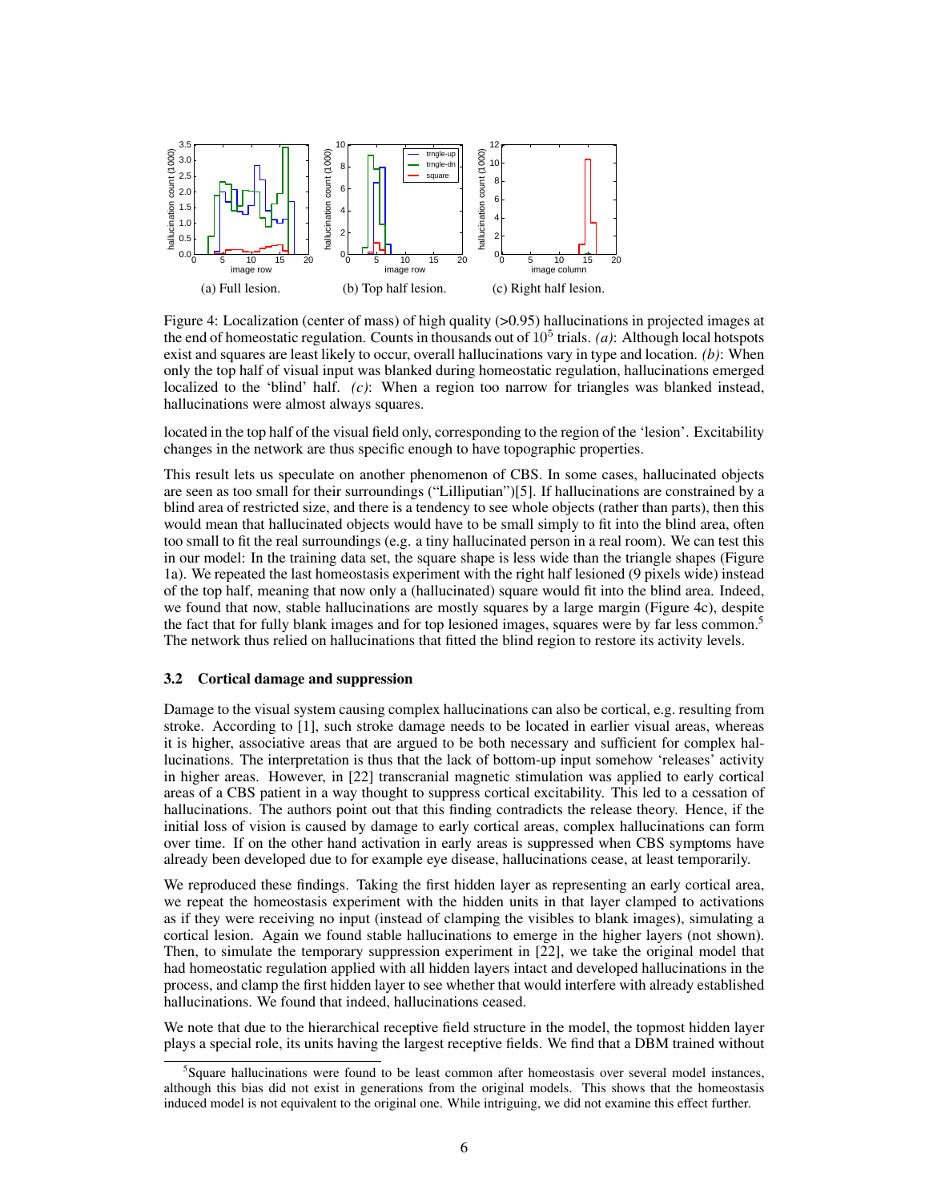(a) Full lesion. (b) Top half lesion. (c) Right half lesion.

Figure 4: Localization (center of mass) of high quality (>0.95) hallucinations in projected images at the end of homeostatic regulation. Counts in thousands out of $10^5$ trials. *(a)*: Although local hotspots exist and squares are least likely to occur, overall hallucinations vary in type and location. *(b)*: When only the top half of visual input was blanked during homeostatic regulation, hallucinations emerged localized to the 'blind' half. *(c)*: When a region too narrow for triangles was blanked instead, hallucinations were almost always squares.

located in the top half of the visual field only, corresponding to the region of the 'lesion'. Excitability changes in the network are thus specific enough to have topographic properties.

This result lets us speculate on another phenomenon of CBS. In some cases, hallucinated objects are seen as too small for their surroundings ("Lilliputian")[5]. If hallucinations are constrained by a blind area of restricted size, and there is a tendency to see whole objects (rather than parts), then this would mean that hallucinated objects would have to be small simply to fit into the blind area, often too small to fit the real surroundings (e.g. a tiny hallucinated person in a real room). We can test this in our model: In the training data set, the square shape is less wide than the triangle shapes (Figure 1a). We repeated the last homeostasis experiment with the right half lesioned (9 pixels wide) instead of the top half, meaning that now only a (hallucinated) square would fit into the blind area. Indeed, we found that now, stable hallucinations are mostly squares by a large margin (Figure 4c), despite the fact that for fully blank images and for top lesioned images, squares were by far less common.[5] The network thus relied on hallucinations that fitted the blind region to restore its activity levels.

### 3.2 Cortical damage and suppression

Damage to the visual system causing complex hallucinations can also be cortical, e.g. resulting from stroke. According to [1], such stroke damage needs to be located in earlier visual areas, whereas it is higher, associative areas that are argued to be both necessary and sufficient for complex hallucinations. The interpretation is thus that the lack of bottom-up input somehow 'releases' activity in higher areas. However, in [22] transcranial magnetic stimulation was applied to early cortical areas of a CBS patient in a way thought to suppress cortical excitability. This led to a cessation of hallucinations. The authors point out that this finding contradicts the release theory. Hence, if the initial loss of vision is caused by damage to early cortical areas, complex hallucinations can form over time. If on the other hand activation in early areas is suppressed when CBS symptoms have already been developed due to for example eye disease, hallucinations cease, at least temporarily.

We reproduced these findings. Taking the first hidden layer as representing an early cortical area, we repeat the homeostasis experiment with the hidden units in that layer clamped to activations as if they were receiving no input (instead of clamping the visibles to blank images), simulating a cortical lesion. Again we found stable hallucinations to emerge in the higher layers (not shown). Then, to simulate the temporary suppression experiment in [22], we take the original model that had homeostatic regulation applied with all hidden layers intact and developed hallucinations in the process, and clamp the first hidden layer to see whether that would interfere with already established hallucinations. We found that indeed, hallucinations ceased.

We note that due to the hierarchical receptive field structure in the model, the topmost hidden layer plays a special role, its units having the largest receptive fields. We find that a DBM trained without

[5] Square hallucinations were found to be least common after homeostasis over several model instances, although this bias did not exist in generations from the original models. This shows that the homeostasis induced model is not equivalent to the original one. While intriguing, we did not examine this effect further.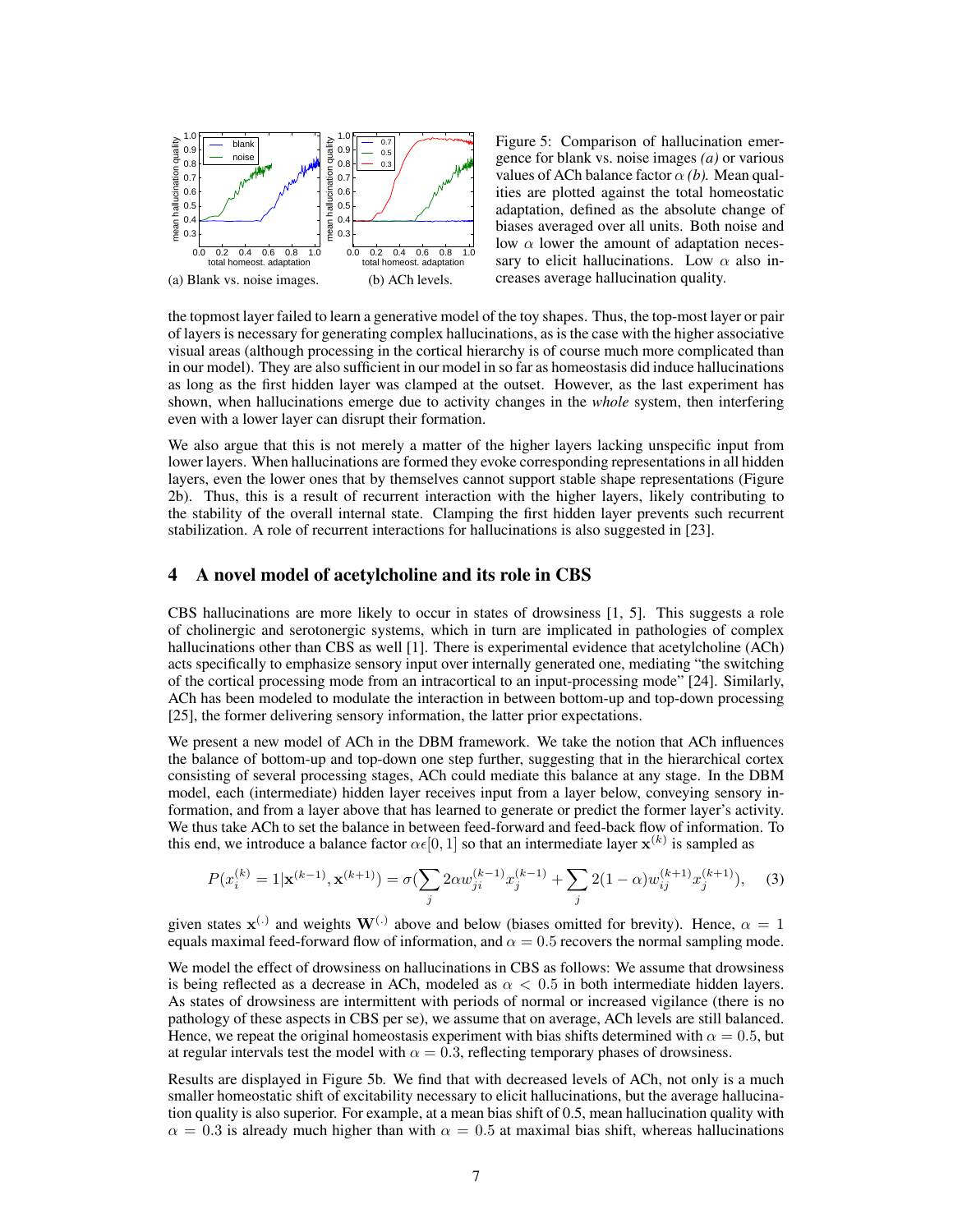Figure 5: Comparison of hallucination emergence for blank vs. noise images *(a)* or various values of ACh balance factor $\alpha$ *(b)*. Mean qualities are plotted against the total homeostatic adaptation, defined as the absolute change of biases averaged over all units. Both noise and low $\alpha$ lower the amount of adaptation necessary to elicit hallucinations. Low $\alpha$ also increases average hallucination quality.

(a) Blank vs. noise images. (b) ACh levels.

the topmost layer failed to learn a generative model of the toy shapes. Thus, the top-most layer or pair of layers is necessary for generating complex hallucinations, as is the case with the higher associative visual areas (although processing in the cortical hierarchy is of course much more complicated than in our model). They are also sufficient in our model in so far as homeostasis did induce hallucinations as long as the first hidden layer was clamped at the outset. However, as the last experiment has shown, when hallucinations emerge due to activity changes in the *whole* system, then interfering even with a lower layer can disrupt their formation.

We also argue that this is not merely a matter of the higher layers lacking unspecific input from lower layers. When hallucinations are formed they evoke corresponding representations in all hidden layers, even the lower ones that by themselves cannot support stable shape representations (Figure 2b). Thus, this is a result of recurrent interaction with the higher layers, likely contributing to the stability of the overall internal state. Clamping the first hidden layer prevents such recurrent stabilization. A role of recurrent interactions for hallucinations is also suggested in [23].

## 4 A novel model of acetylcholine and its role in CBS

CBS hallucinations are more likely to occur in states of drowsiness [1, 5]. This suggests a role of cholinergic and serotonergic systems, which in turn are implicated in pathologies of complex hallucinations other than CBS as well [1]. There is experimental evidence that acetylcholine (ACh) acts specifically to emphasize sensory input over internally generated one, mediating "the switching of the cortical processing mode from an intracortical to an input-processing mode" [24]. Similarly, ACh has been modeled to modulate the interaction in between bottom-up and top-down processing [25], the former delivering sensory information, the latter prior expectations.

We present a new model of ACh in the DBM framework. We take the notion that ACh influences the balance of bottom-up and top-down one step further, suggesting that in the hierarchical cortex consisting of several processing stages, ACh could mediate this balance at any stage. In the DBM model, each (intermediate) hidden layer receives input from a layer below, conveying sensory information, and from a layer above that has learned to generate or predict the former layer's activity. We thus take ACh to set the balance in between feed-forward and feed-back flow of information. To this end, we introduce a balance factor $\alpha \epsilon [0, 1]$ so that an intermediate layer $\mathbf{x}^{(k)}$ is sampled as

$$P(x_i^{(k)} = 1 | \mathbf{x}^{(k-1)}, \mathbf{x}^{(k+1)}) = \sigma(\sum_j 2\alpha w_{ji}^{(k-1)} x_j^{(k-1)} + \sum_j 2(1-\alpha) w_{ij}^{(k+1)} x_j^{(k+1)}), \quad (3)$$

given states $\mathbf{x}^{(\cdot)}$ and weights $\mathbf{W}^{(\cdot)}$ above and below (biases omitted for brevity). Hence, $\alpha = 1$ equals maximal feed-forward flow of information, and $\alpha = 0.5$ recovers the normal sampling mode.

We model the effect of drowsiness on hallucinations in CBS as follows: We assume that drowsiness is being reflected as a decrease in ACh, modeled as $\alpha < 0.5$ in both intermediate hidden layers. As states of drowsiness are intermittent with periods of normal or increased vigilance (there is no pathology of these aspects in CBS per se), we assume that on average, ACh levels are still balanced. Hence, we repeat the original homeostasis experiment with bias shifts determined with $\alpha = 0.5$, but at regular intervals test the model with $\alpha = 0.3$, reflecting temporary phases of drowsiness.

Results are displayed in Figure 5b. We find that with decreased levels of ACh, not only is a much smaller homeostatic shift of excitability necessary to elicit hallucinations, but the average hallucination quality is also superior. For example, at a mean bias shift of 0.5, mean hallucination quality with $\alpha = 0.3$ is already much higher than with $\alpha = 0.5$ at maximal bias shift, whereas hallucinations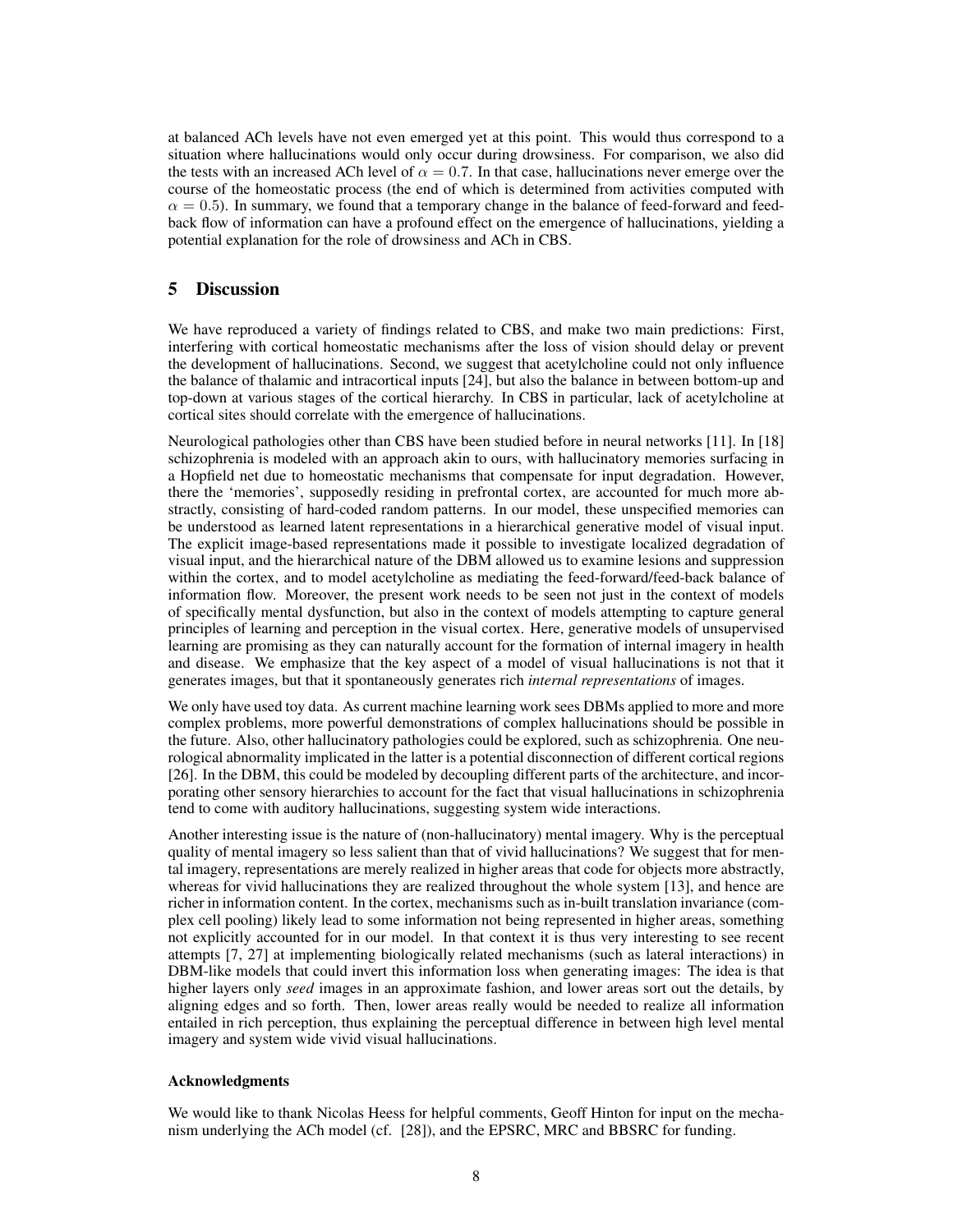at balanced ACh levels have not even emerged yet at this point. This would thus correspond to a situation where hallucinations would only occur during drowsiness. For comparison, we also did the tests with an increased ACh level of $\alpha = 0.7$. In that case, hallucinations never emerge over the course of the homeostatic process (the end of which is determined from activities computed with $\alpha = 0.5$). In summary, we found that a temporary change in the balance of feed-forward and feed-back flow of information can have a profound effect on the emergence of hallucinations, yielding a potential explanation for the role of drowsiness and ACh in CBS.

## 5 Discussion

We have reproduced a variety of findings related to CBS, and make two main predictions: First, interfering with cortical homeostatic mechanisms after the loss of vision should delay or prevent the development of hallucinations. Second, we suggest that acetylcholine could not only influence the balance of thalamic and intracortical inputs [24], but also the balance in between bottom-up and top-down at various stages of the cortical hierarchy. In CBS in particular, lack of acetylcholine at cortical sites should correlate with the emergence of hallucinations.

Neurological pathologies other than CBS have been studied before in neural networks [11]. In [18] schizophrenia is modeled with an approach akin to ours, with hallucinatory memories surfacing in a Hopfield net due to homeostatic mechanisms that compensate for input degradation. However, there the 'memories', supposedly residing in prefrontal cortex, are accounted for much more abstractly, consisting of hard-coded random patterns. In our model, these unspecified memories can be understood as learned latent representations in a hierarchical generative model of visual input. The explicit image-based representations made it possible to investigate localized degradation of visual input, and the hierarchical nature of the DBM allowed us to examine lesions and suppression within the cortex, and to model acetylcholine as mediating the feed-forward/feed-back balance of information flow. Moreover, the present work needs to be seen not just in the context of models of specifically mental dysfunction, but also in the context of models attempting to capture general principles of learning and perception in the visual cortex. Here, generative models of unsupervised learning are promising as they can naturally account for the formation of internal imagery in health and disease. We emphasize that the key aspect of a model of visual hallucinations is not that it generates images, but that it spontaneously generates rich *internal representations* of images.

We only have used toy data. As current machine learning work sees DBMs applied to more and more complex problems, more powerful demonstrations of complex hallucinations should be possible in the future. Also, other hallucinatory pathologies could be explored, such as schizophrenia. One neurological abnormality implicated in the latter is a potential disconnection of different cortical regions [26]. In the DBM, this could be modeled by decoupling different parts of the architecture, and incorporating other sensory hierarchies to account for the fact that visual hallucinations in schizophrenia tend to come with auditory hallucinations, suggesting system wide interactions.

Another interesting issue is the nature of (non-hallucinatory) mental imagery. Why is the perceptual quality of mental imagery so less salient than that of vivid hallucinations? We suggest that for mental imagery, representations are merely realized in higher areas that code for objects more abstractly, whereas for vivid hallucinations they are realized throughout the whole system [13], and hence are richer in information content. In the cortex, mechanisms such as in-built translation invariance (complex cell pooling) likely lead to some information not being represented in higher areas, something not explicitly accounted for in our model. In that context it is thus very interesting to see recent attempts [7, 27] at implementing biologically related mechanisms (such as lateral interactions) in DBM-like models that could invert this information loss when generating images: The idea is that higher layers only *seed* images in an approximate fashion, and lower areas sort out the details, by aligning edges and so forth. Then, lower areas really would be needed to realize all information entailed in rich perception, thus explaining the perceptual difference in between high level mental imagery and system wide vivid visual hallucinations.

#### Acknowledgments

We would like to thank Nicolas Heess for helpful comments, Geoff Hinton for input on the mechanism underlying the ACh model (cf. [28]), and the EPSRC, MRC and BBSRC for funding.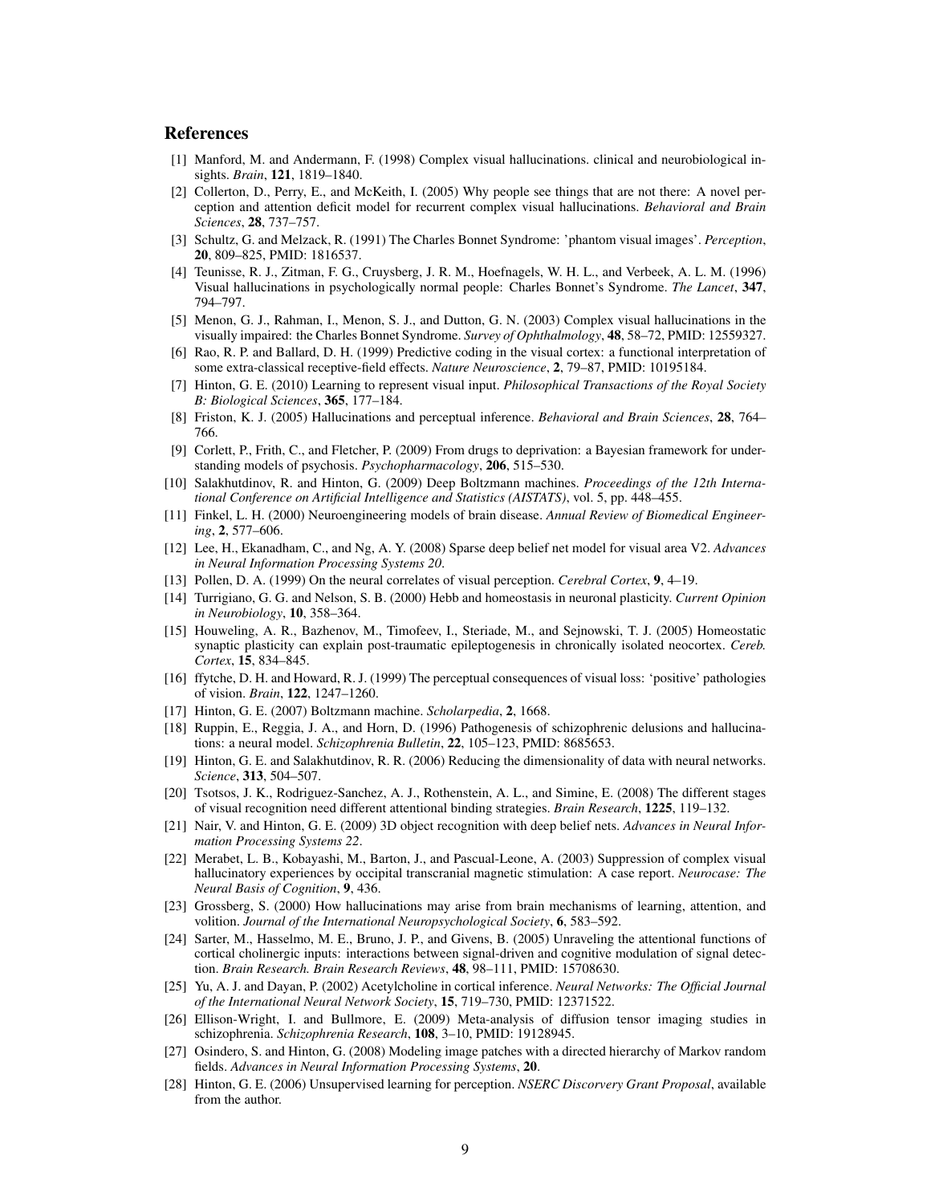## References

[1] Manford, M. and Andermann, F. (1998) Complex visual hallucinations. clinical and neurobiological insights. *Brain*, **121**, 1819–1840.

[2] Collerton, D., Perry, E., and McKeith, I. (2005) Why people see things that are not there: A novel perception and attention deficit model for recurrent complex visual hallucinations. *Behavioral and Brain Sciences*, **28**, 737–757.

[3] Schultz, G. and Melzack, R. (1991) The Charles Bonnet Syndrome: 'phantom visual images'. *Perception*, **20**, 809–825, PMID: 1816537.

[4] Teunisse, R. J., Zitman, F. G., Cruysberg, J. R. M., Hoefnagels, W. H. L., and Verbeek, A. L. M. (1996) Visual hallucinations in psychologically normal people: Charles Bonnet's Syndrome. *The Lancet*, **347**, 794–797.

[5] Menon, G. J., Rahman, I., Menon, S. J., and Dutton, G. N. (2003) Complex visual hallucinations in the visually impaired: the Charles Bonnet Syndrome. *Survey of Ophthalmology*, **48**, 58–72, PMID: 12559327.

[6] Rao, R. P. and Ballard, D. H. (1999) Predictive coding in the visual cortex: a functional interpretation of some extra-classical receptive-field effects. *Nature Neuroscience*, **2**, 79–87, PMID: 10195184.

[7] Hinton, G. E. (2010) Learning to represent visual input. *Philosophical Transactions of the Royal Society B: Biological Sciences*, **365**, 177–184.

[8] Friston, K. J. (2005) Hallucinations and perceptual inference. *Behavioral and Brain Sciences*, **28**, 764–766.

[9] Corlett, P., Frith, C., and Fletcher, P. (2009) From drugs to deprivation: a Bayesian framework for understanding models of psychosis. *Psychopharmacology*, **206**, 515–530.

[10] Salakhutdinov, R. and Hinton, G. (2009) Deep Boltzmann machines. *Proceedings of the 12th International Conference on Artificial Intelligence and Statistics (AISTATS)*, vol. 5, pp. 448–455.

[11] Finkel, L. H. (2000) Neuroengineering models of brain disease. *Annual Review of Biomedical Engineering*, **2**, 577–606.

[12] Lee, H., Ekanadham, C., and Ng, A. Y. (2008) Sparse deep belief net model for visual area V2. *Advances in Neural Information Processing Systems 20*.

[13] Pollen, D. A. (1999) On the neural correlates of visual perception. *Cerebral Cortex*, **9**, 4–19.

[14] Turrigiano, G. G. and Nelson, S. B. (2000) Hebb and homeostasis in neuronal plasticity. *Current Opinion in Neurobiology*, **10**, 358–364.

[15] Houweling, A. R., Bazhenov, M., Timofeev, I., Steriade, M., and Sejnowski, T. J. (2005) Homeostatic synaptic plasticity can explain post-traumatic epileptogenesis in chronically isolated neocortex. *Cereb. Cortex*, **15**, 834–845.

[16] ffytche, D. H. and Howard, R. J. (1999) The perceptual consequences of visual loss: 'positive' pathologies of vision. *Brain*, **122**, 1247–1260.

[17] Hinton, G. E. (2007) Boltzmann machine. *Scholarpedia*, **2**, 1668.

[18] Ruppin, E., Reggia, J. A., and Horn, D. (1996) Pathogenesis of schizophrenic delusions and hallucinations: a neural model. *Schizophrenia Bulletin*, **22**, 105–123, PMID: 8685653.

[19] Hinton, G. E. and Salakhutdinov, R. R. (2006) Reducing the dimensionality of data with neural networks. *Science*, **313**, 504–507.

[20] Tsotsos, J. K., Rodriguez-Sanchez, A. J., Rothenstein, A. L., and Simine, E. (2008) The different stages of visual recognition need different attentional binding strategies. *Brain Research*, **1225**, 119–132.

[21] Nair, V. and Hinton, G. E. (2009) 3D object recognition with deep belief nets. *Advances in Neural Information Processing Systems 22*.

[22] Merabet, L. B., Kobayashi, M., Barton, J., and Pascual-Leone, A. (2003) Suppression of complex visual hallucinatory experiences by occipital transcranial magnetic stimulation: A case report. *Neurocase: The Neural Basis of Cognition*, **9**, 436.

[23] Grossberg, S. (2000) How hallucinations may arise from brain mechanisms of learning, attention, and volition. *Journal of the International Neuropsychological Society*, **6**, 583–592.

[24] Sarter, M., Hasselmo, M. E., Bruno, J. P., and Givens, B. (2005) Unraveling the attentional functions of cortical cholinergic inputs: interactions between signal-driven and cognitive modulation of signal detection. *Brain Research. Brain Research Reviews*, **48**, 98–111, PMID: 15708630.

[25] Yu, A. J. and Dayan, P. (2002) Acetylcholine in cortical inference. *Neural Networks: The Official Journal of the International Neural Network Society*, **15**, 719–730, PMID: 12371522.

[26] Ellison-Wright, I. and Bullmore, E. (2009) Meta-analysis of diffusion tensor imaging studies in schizophrenia. *Schizophrenia Research*, **108**, 3–10, PMID: 19128945.

[27] Osindero, S. and Hinton, G. (2008) Modeling image patches with a directed hierarchy of Markov random fields. *Advances in Neural Information Processing Systems*, **20**.

[28] Hinton, G. E. (2006) Unsupervised learning for perception. *NSERC Discovery Grant Proposal*, available from the author.